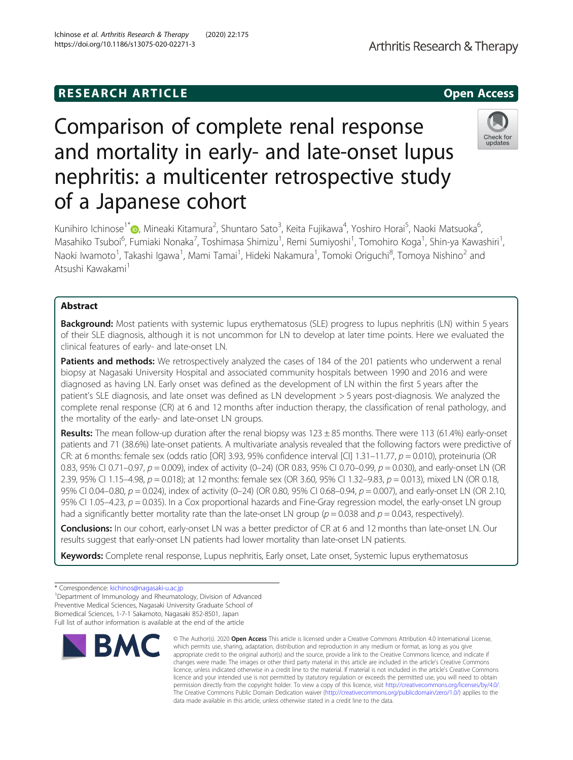RESEARCH ARTICLE

Open Access

# Comparison of complete renal response and mortality in early- and late-onset lupus nephritis: a multicenter retrospective study of a Japanese cohort

Kunihiro Ichinose[1*], Mineaki Kitamura[2], Shuntaro Sato[3], Keita Fujikawa[4], Yoshiro Horai[5], Naoki Matsuoka[6], Masahiko Tsuboi[6], Fumiaki Nonaka[7], Toshimasa Shimizu[1], Remi Sumiyoshi[1], Tomohiro Koga[1], Shin-ya Kawashiri[1], Naoki Iwamoto[1], Takashi Igawa[1], Mami Tamai[1], Hideki Nakamura[1], Tomoki Origuchi[8], Tomoya Nishino[2] and Atsushi Kawakami[1]

## Abstract

**Background:** Most patients with systemic lupus erythematosus (SLE) progress to lupus nephritis (LN) within 5 years of their SLE diagnosis, although it is not uncommon for LN to develop at later time points. Here we evaluated the clinical features of early- and late-onset LN.

**Patients and methods:** We retrospectively analyzed the cases of 184 of the 201 patients who underwent a renal biopsy at Nagasaki University Hospital and associated community hospitals between 1990 and 2016 and were diagnosed as having LN. Early onset was defined as the development of LN within the first 5 years after the patient's SLE diagnosis, and late onset was defined as LN development > 5 years post-diagnosis. We analyzed the complete renal response (CR) at 6 and 12 months after induction therapy, the classification of renal pathology, and the mortality of the early- and late-onset LN groups.

**Results:** The mean follow-up duration after the renal biopsy was 123 ± 85 months. There were 113 (61.4%) early-onset patients and 71 (38.6%) late-onset patients. A multivariate analysis revealed that the following factors were predictive of CR: at 6 months: female sex (odds ratio [OR] 3.93, 95% confidence interval [CI] 1.31–11.77, $p = 0.010$), proteinuria (OR 0.83, 95% CI 0.71–0.97, $p = 0.009$), index of activity (0–24) (OR 0.83, 95% CI 0.70–0.99, $p = 0.030$), and early-onset LN (OR 2.39, 95% CI 1.15–4.98, $p = 0.018$); at 12 months: female sex (OR 3.60, 95% CI 1.32–9.83, $p = 0.013$), mixed LN (OR 0.18, 95% CI 0.04–0.80, $p = 0.024$), index of activity (0–24) (OR 0.80, 95% CI 0.68–0.94, $p = 0.007$), and early-onset LN (OR 2.10, 95% CI 1.05–4.23, $p = 0.035$). In a Cox proportional hazards and Fine-Gray regression model, the early-onset LN group had a significantly better mortality rate than the late-onset LN group ($p = 0.038$ and $p = 0.043$, respectively).

**Conclusions:** In our cohort, early-onset LN was a better predictor of CR at 6 and 12 months than late-onset LN. Our results suggest that early-onset LN patients had lower mortality than late-onset LN patients.

**Keywords:** Complete renal response, Lupus nephritis, Early onset, Late onset, Systemic lupus erythematosus

\* Correspondence: kichinos@nagasaki-u.ac.jp
[1]Department of Immunology and Rheumatology, Division of Advanced Preventive Medical Sciences, Nagasaki University Graduate School of Biomedical Sciences, 1-7-1 Sakamoto, Nagasaki 852-8501, Japan
Full list of author information is available at the end of the article

© The Author(s). 2020 **Open Access** This article is licensed under a Creative Commons Attribution 4.0 International License, which permits use, sharing, adaptation, distribution and reproduction in any medium or format, as long as you give appropriate credit to the original author(s) and the source, provide a link to the Creative Commons licence, and indicate if changes were made. The images or other third party material in this article are included in the article's Creative Commons licence, unless indicated otherwise in a credit line to the material. If material is not included in the article's Creative Commons licence and your intended use is not permitted by statutory regulation or exceeds the permitted use, you will need to obtain permission directly from the copyright holder. To view a copy of this licence, visit http://creativecommons.org/licenses/by/4.0/. The Creative Commons Public Domain Dedication waiver (http://creativecommons.org/publicdomain/zero/1.0/) applies to the data made available in this article, unless otherwise stated in a credit line to the data.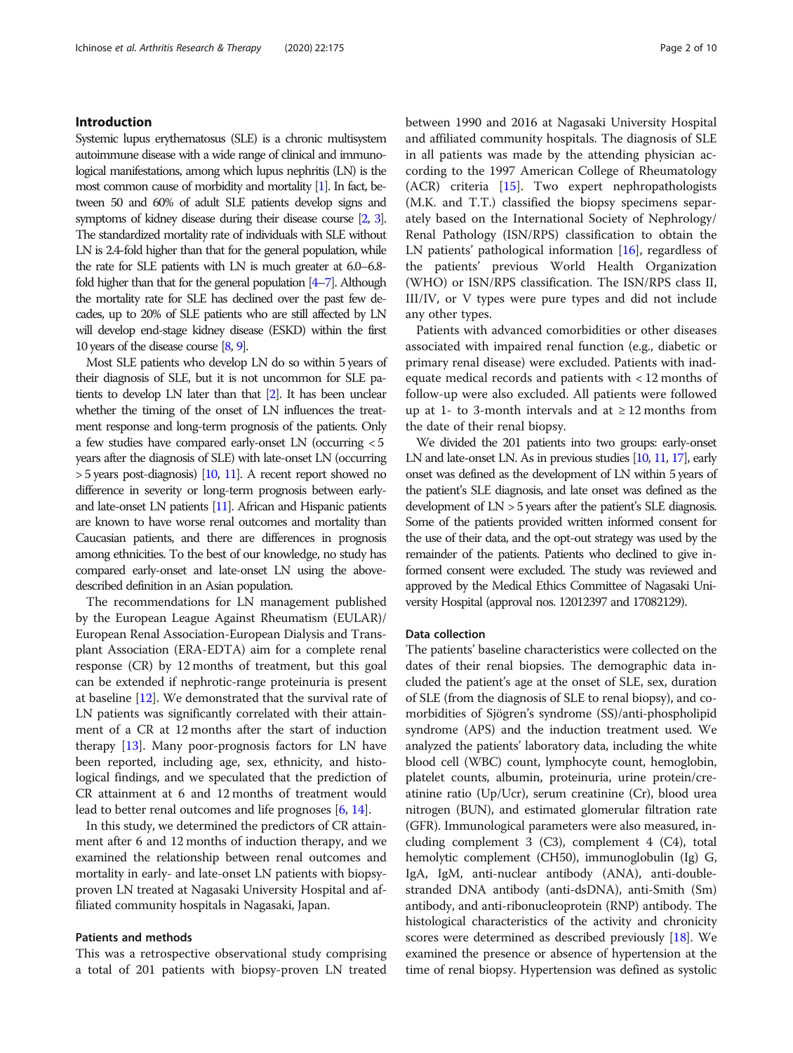## Introduction

Systemic lupus erythematosus (SLE) is a chronic multisystem autoimmune disease with a wide range of clinical and immunological manifestations, among which lupus nephritis (LN) is the most common cause of morbidity and mortality [1]. In fact, between 50 and 60% of adult SLE patients develop signs and symptoms of kidney disease during their disease course [2, 3]. The standardized mortality rate of individuals with SLE without LN is 2.4-fold higher than that for the general population, while the rate for SLE patients with LN is much greater at 6.0–6.8-fold higher than that for the general population [4–7]. Although the mortality rate for SLE has declined over the past few decades, up to 20% of SLE patients who are still affected by LN will develop end-stage kidney disease (ESKD) within the first 10 years of the disease course [8, 9].

Most SLE patients who develop LN do so within 5 years of their diagnosis of SLE, but it is not uncommon for SLE patients to develop LN later than that [2]. It has been unclear whether the timing of the onset of LN influences the treatment response and long-term prognosis of the patients. Only a few studies have compared early-onset LN (occurring < 5 years after the diagnosis of SLE) with late-onset LN (occurring > 5 years post-diagnosis) [10, 11]. A recent report showed no difference in severity or long-term prognosis between early- and late-onset LN patients [11]. African and Hispanic patients are known to have worse renal outcomes and mortality than Caucasian patients, and there are differences in prognosis among ethnicities. To the best of our knowledge, no study has compared early-onset and late-onset LN using the above-described definition in an Asian population.

The recommendations for LN management published by the European League Against Rheumatism (EULAR)/European Renal Association-European Dialysis and Transplant Association (ERA-EDTA) aim for a complete renal response (CR) by 12 months of treatment, but this goal can be extended if nephrotic-range proteinuria is present at baseline [12]. We demonstrated that the survival rate of LN patients was significantly correlated with their attainment of a CR at 12 months after the start of induction therapy [13]. Many poor-prognosis factors for LN have been reported, including age, sex, ethnicity, and histological findings, and we speculated that the prediction of CR attainment at 6 and 12 months of treatment would lead to better renal outcomes and life prognoses [6, 14].

In this study, we determined the predictors of CR attainment after 6 and 12 months of induction therapy, and we examined the relationship between renal outcomes and mortality in early- and late-onset LN patients with biopsy-proven LN treated at Nagasaki University Hospital and affiliated community hospitals in Nagasaki, Japan.

## Patients and methods

This was a retrospective observational study comprising a total of 201 patients with biopsy-proven LN treated between 1990 and 2016 at Nagasaki University Hospital and affiliated community hospitals. The diagnosis of SLE in all patients was made by the attending physician according to the 1997 American College of Rheumatology (ACR) criteria [15]. Two expert nephropathologists (M.K. and T.T.) classified the biopsy specimens separately based on the International Society of Nephrology/Renal Pathology (ISN/RPS) classification to obtain the LN patients' pathological information [16], regardless of the patients' previous World Health Organization (WHO) or ISN/RPS classification. The ISN/RPS class II, III/IV, or V types were pure types and did not include any other types.

Patients with advanced comorbidities or other diseases associated with impaired renal function (e.g., diabetic or primary renal disease) were excluded. Patients with inadequate medical records and patients with < 12 months of follow-up were also excluded. All patients were followed up at 1- to 3-month intervals and at ≥ 12 months from the date of their renal biopsy.

We divided the 201 patients into two groups: early-onset LN and late-onset LN. As in previous studies [10, 11, 17], early onset was defined as the development of LN within 5 years of the patient's SLE diagnosis, and late onset was defined as the development of LN > 5 years after the patient's SLE diagnosis. Some of the patients provided written informed consent for the use of their data, and the opt-out strategy was used by the remainder of the patients. Patients who declined to give informed consent were excluded. The study was reviewed and approved by the Medical Ethics Committee of Nagasaki University Hospital (approval nos. 12012397 and 17082129).

### Data collection

The patients' baseline characteristics were collected on the dates of their renal biopsies. The demographic data included the patient's age at the onset of SLE, sex, duration of SLE (from the diagnosis of SLE to renal biopsy), and comorbidities of Sjögren's syndrome (SS)/anti-phospholipid syndrome (APS) and the induction treatment used. We analyzed the patients' laboratory data, including the white blood cell (WBC) count, lymphocyte count, hemoglobin, platelet counts, albumin, proteinuria, urine protein/creatinine ratio (Up/Ucr), serum creatinine (Cr), blood urea nitrogen (BUN), and estimated glomerular filtration rate (GFR). Immunological parameters were also measured, including complement 3 (C3), complement 4 (C4), total hemolytic complement (CH50), immunoglobulin (Ig) G, IgA, IgM, anti-nuclear antibody (ANA), anti-double-stranded DNA antibody (anti-dsDNA), anti-Smith (Sm) antibody, and anti-ribonucleoprotein (RNP) antibody. The histological characteristics of the activity and chronicity scores were determined as described previously [18]. We examined the presence or absence of hypertension at the time of renal biopsy. Hypertension was defined as systolic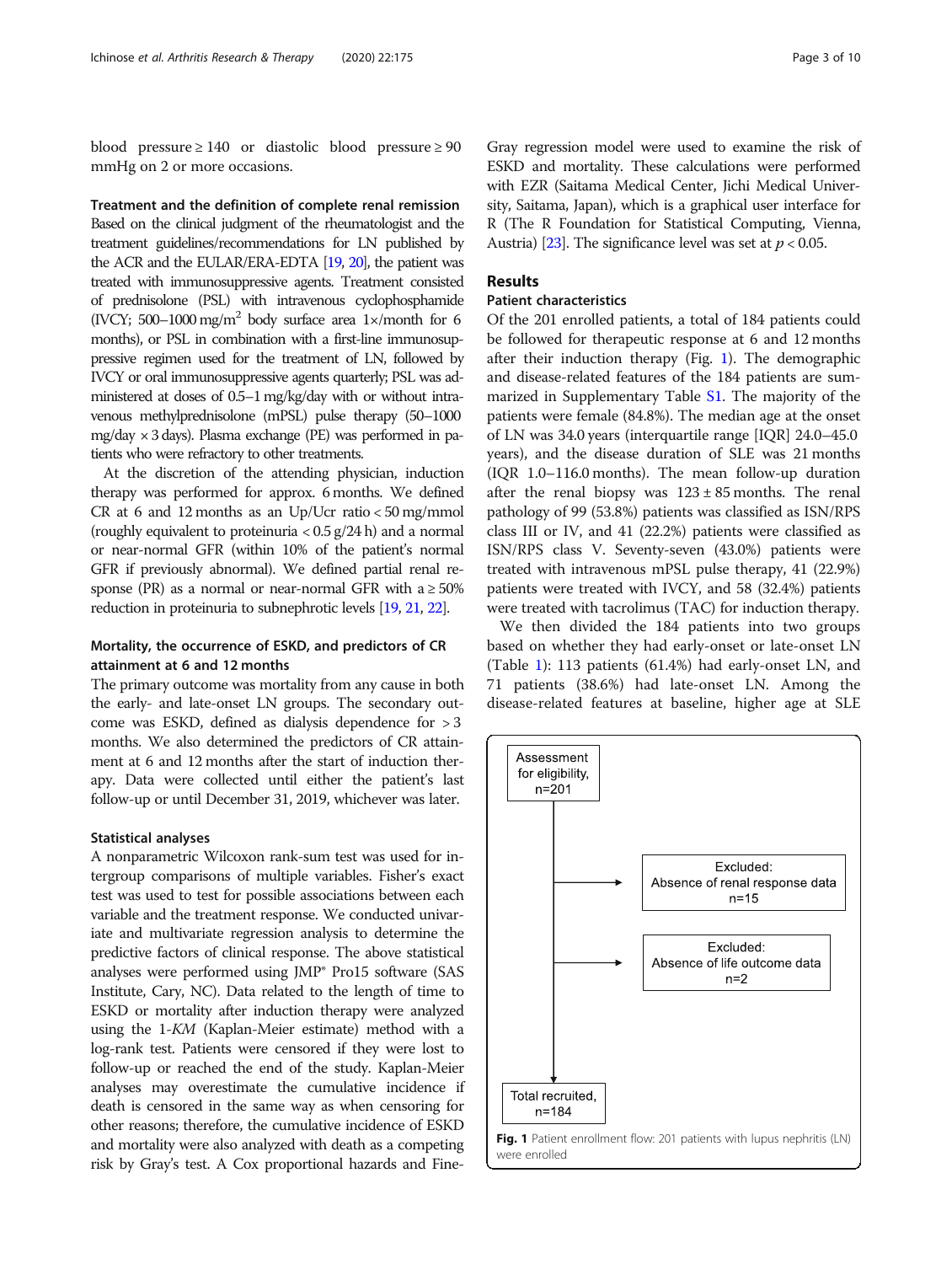blood pressure ≥ 140 or diastolic blood pressure ≥ 90 mmHg on 2 or more occasions.

### Treatment and the definition of complete renal remission

Based on the clinical judgment of the rheumatologist and the treatment guidelines/recommendations for LN published by the ACR and the EULAR/ERA-EDTA [19, 20], the patient was treated with immunosuppressive agents. Treatment consisted of prednisolone (PSL) with intravenous cyclophosphamide (IVCY; 500–1000 mg/m$^2$ body surface area 1×/month for 6 months), or PSL in combination with a first-line immunosuppressive regimen used for the treatment of LN, followed by IVCY or oral immunosuppressive agents quarterly; PSL was administered at doses of 0.5–1 mg/kg/day with or without intravenous methylprednisolone (mPSL) pulse therapy (50–1000 mg/day × 3 days). Plasma exchange (PE) was performed in patients who were refractory to other treatments.

At the discretion of the attending physician, induction therapy was performed for approx. 6 months. We defined CR at 6 and 12 months as an Up/Ucr ratio < 50 mg/mmol (roughly equivalent to proteinuria < 0.5 g/24 h) and a normal or near-normal GFR (within 10% of the patient's normal GFR if previously abnormal). We defined partial renal response (PR) as a normal or near-normal GFR with a ≥ 50% reduction in proteinuria to subnephrotic levels [19, 21, 22].

### Mortality, the occurrence of ESKD, and predictors of CR attainment at 6 and 12 months

The primary outcome was mortality from any cause in both the early- and late-onset LN groups. The secondary outcome was ESKD, defined as dialysis dependence for > 3 months. We also determined the predictors of CR attainment at 6 and 12 months after the start of induction therapy. Data were collected until either the patient's last follow-up or until December 31, 2019, whichever was later.

### Statistical analyses

A nonparametric Wilcoxon rank-sum test was used for intergroup comparisons of multiple variables. Fisher's exact test was used to test for possible associations between each variable and the treatment response. We conducted univariate and multivariate regression analysis to determine the predictive factors of clinical response. The above statistical analyses were performed using JMP® Pro15 software (SAS Institute, Cary, NC). Data related to the length of time to ESKD or mortality after induction therapy were analyzed using the 1-*KM* (Kaplan-Meier estimate) method with a log-rank test. Patients were censored if they were lost to follow-up or reached the end of the study. Kaplan-Meier analyses may overestimate the cumulative incidence if death is censored in the same way as when censoring for other reasons; therefore, the cumulative incidence of ESKD and mortality were also analyzed with death as a competing risk by Gray's test. A Cox proportional hazards and Fine-Gray regression model were used to examine the risk of ESKD and mortality. These calculations were performed with EZR (Saitama Medical Center, Jichi Medical University, Saitama, Japan), which is a graphical user interface for R (The R Foundation for Statistical Computing, Vienna, Austria) [23]. The significance level was set at $p < 0.05$.

## Results

### Patient characteristics

Of the 201 enrolled patients, a total of 184 patients could be followed for therapeutic response at 6 and 12 months after their induction therapy (Fig. 1). The demographic and disease-related features of the 184 patients are summarized in Supplementary Table S1. The majority of the patients were female (84.8%). The median age at the onset of LN was 34.0 years (interquartile range [IQR] 24.0–45.0 years), and the disease duration of SLE was 21 months (IQR 1.0–116.0 months). The mean follow-up duration after the renal biopsy was 123 ± 85 months. The renal pathology of 99 (53.8%) patients was classified as ISN/RPS class III or IV, and 41 (22.2%) patients were classified as ISN/RPS class V. Seventy-seven (43.0%) patients were treated with intravenous mPSL pulse therapy, 41 (22.9%) patients were treated with IVCY, and 58 (32.4%) patients were treated with tacrolimus (TAC) for induction therapy.

We then divided the 184 patients into two groups based on whether they had early-onset or late-onset LN (Table 1): 113 patients (61.4%) had early-onset LN, and 71 patients (38.6%) had late-onset LN. Among the disease-related features at baseline, higher age at SLE

Assessment for eligibility, n=201

Excluded: Absence of renal response data n=15

Excluded: Absence of life outcome data n=2

Total recruited, n=184

**Fig. 1** Patient enrollment flow: 201 patients with lupus nephritis (LN) were enrolled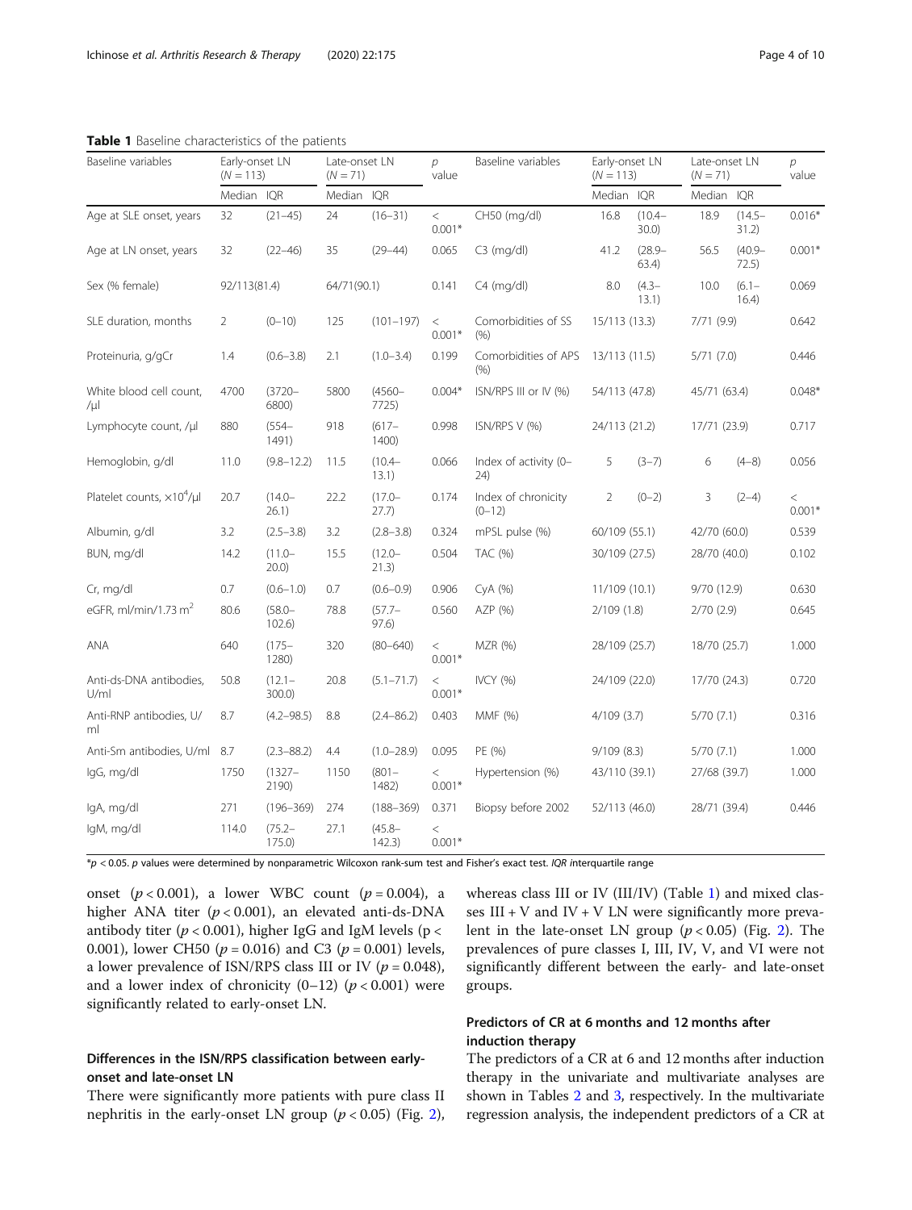**Table 1** Baseline characteristics of the patients

| Baseline variables | Early-onset LN ($N = 113$) | | Late-onset LN ($N = 71$) | | $p$ value | Baseline variables | Early-onset LN ($N = 113$) | | Late-onset LN ($N = 71$) | | $p$ value |
|---|---|---|---|---|---|---|---|---|---|---|---|
| | Median | IQR | Median | IQR | | | Median | IQR | Median | IQR | |
| Age at SLE onset, years | 32 | (21–45) | 24 | (16–31) | < 0.001* | CH50 (mg/dl) | 16.8 | (10.4–30.0) | 18.9 | (14.5–31.2) | 0.016* |
| Age at LN onset, years | 32 | (22–46) | 35 | (29–44) | 0.065 | C3 (mg/dl) | 41.2 | (28.9–63.4) | 56.5 | (40.9–72.5) | 0.001* |
| Sex (% female) | 92/113(81.4) | | 64/71(90.1) | | 0.141 | C4 (mg/dl) | 8.0 | (4.3–13.1) | 10.0 | (6.1–16.4) | 0.069 |
| SLE duration, months | 2 | (0–10) | 125 | (101–197) | < 0.001* | Comorbidities of SS (%) | 15/113 (13.3) | | 7/71 (9.9) | | 0.642 |
| Proteinuria, g/gCr | 1.4 | (0.6–3.8) | 2.1 | (1.0–3.4) | 0.199 | Comorbidities of APS (%) | 13/113 (11.5) | | 5/71 (7.0) | | 0.446 |
| White blood cell count, /μl | 4700 | (3720–6800) | 5800 | (4560–7725) | 0.004* | ISN/RPS III or IV (%) | 54/113 (47.8) | | 45/71 (63.4) | | 0.048* |
| Lymphocyte count, /μl | 880 | (554–1491) | 918 | (617–1400) | 0.998 | ISN/RPS V (%) | 24/113 (21.2) | | 17/71 (23.9) | | 0.717 |
| Hemoglobin, g/dl | 11.0 | (9.8–12.2) | 11.5 | (10.4–13.1) | 0.066 | Index of activity (0–24) | 5 | (3–7) | 6 | (4–8) | 0.056 |
| Platelet counts, $\times 10^4$/μl | 20.7 | (14.0–26.1) | 22.2 | (17.0–27.7) | 0.174 | Index of chronicity (0–12) | 2 | (0–2) | 3 | (2–4) | < 0.001* |
| Albumin, g/dl | 3.2 | (2.5–3.8) | 3.2 | (2.8–3.8) | 0.324 | mPSL pulse (%) | 60/109 (55.1) | | 42/70 (60.0) | | 0.539 |
| BUN, mg/dl | 14.2 | (11.0–20.0) | 15.5 | (12.0–21.3) | 0.504 | TAC (%) | 30/109 (27.5) | | 28/70 (40.0) | | 0.102 |
| Cr, mg/dl | 0.7 | (0.6–1.0) | 0.7 | (0.6–0.9) | 0.906 | CyA (%) | 11/109 (10.1) | | 9/70 (12.9) | | 0.630 |
| eGFR, ml/min/1.73 m$^2$ | 80.6 | (58.0–102.6) | 78.8 | (57.7–97.6) | 0.560 | AZP (%) | 2/109 (1.8) | | 2/70 (2.9) | | 0.645 |
| ANA | 640 | (175–1280) | 320 | (80–640) | < 0.001* | MZR (%) | 28/109 (25.7) | | 18/70 (25.7) | | 1.000 |
| Anti-ds-DNA antibodies, U/ml | 50.8 | (12.1–300.0) | 20.8 | (5.1–71.7) | < 0.001* | IVCY (%) | 24/109 (22.0) | | 17/70 (24.3) | | 0.720 |
| Anti-RNP antibodies, U/ml | 8.7 | (4.2–98.5) | 8.8 | (2.4–86.2) | 0.403 | MMF (%) | 4/109 (3.7) | | 5/70 (7.1) | | 0.316 |
| Anti-Sm antibodies, U/ml | 8.7 | (2.3–88.2) | 4.4 | (1.0–28.9) | 0.095 | PE (%) | 9/109 (8.3) | | 5/70 (7.1) | | 1.000 |
| IgG, mg/dl | 1750 | (1327–2190) | 1150 | (801–1482) | < 0.001* | Hypertension (%) | 43/110 (39.1) | | 27/68 (39.7) | | 1.000 |
| IgA, mg/dl | 271 | (196–369) | 274 | (188–369) | 0.371 | Biopsy before 2002 | 52/113 (46.0) | | 28/71 (39.4) | | 0.446 |
| IgM, mg/dl | 114.0 | (75.2–175.0) | 27.1 | (45.8–142.3) | < 0.001* | | | | | | |

*$p < 0.05$. $p$ values were determined by nonparametric Wilcoxon rank-sum test and Fisher's exact test. *IQR* interquartile range

onset ($p < 0.001$), a lower WBC count ($p = 0.004$), a higher ANA titer ($p < 0.001$), an elevated anti-ds-DNA antibody titer ($p < 0.001$), higher IgG and IgM levels ($p < 0.001$), lower CH50 ($p = 0.016$) and C3 ($p = 0.001$) levels, a lower prevalence of ISN/RPS class III or IV ($p = 0.048$), and a lower index of chronicity (0–12) ($p < 0.001$) were significantly related to early-onset LN.

## Differences in the ISN/RPS classification between early-onset and late-onset LN

There were significantly more patients with pure class II nephritis in the early-onset LN group ($p < 0.05$) (Fig. 2), whereas class III or IV (III/IV) (Table 1) and mixed classes III + V and IV + V LN were significantly more prevalent in the late-onset LN group ($p < 0.05$) (Fig. 2). The prevalences of pure classes I, III, IV, V, and VI were not significantly different between the early- and late-onset groups.

## Predictors of CR at 6 months and 12 months after induction therapy

The predictors of a CR at 6 and 12 months after induction therapy in the univariate and multivariate analyses are shown in Tables 2 and 3, respectively. In the multivariate regression analysis, the independent predictors of a CR at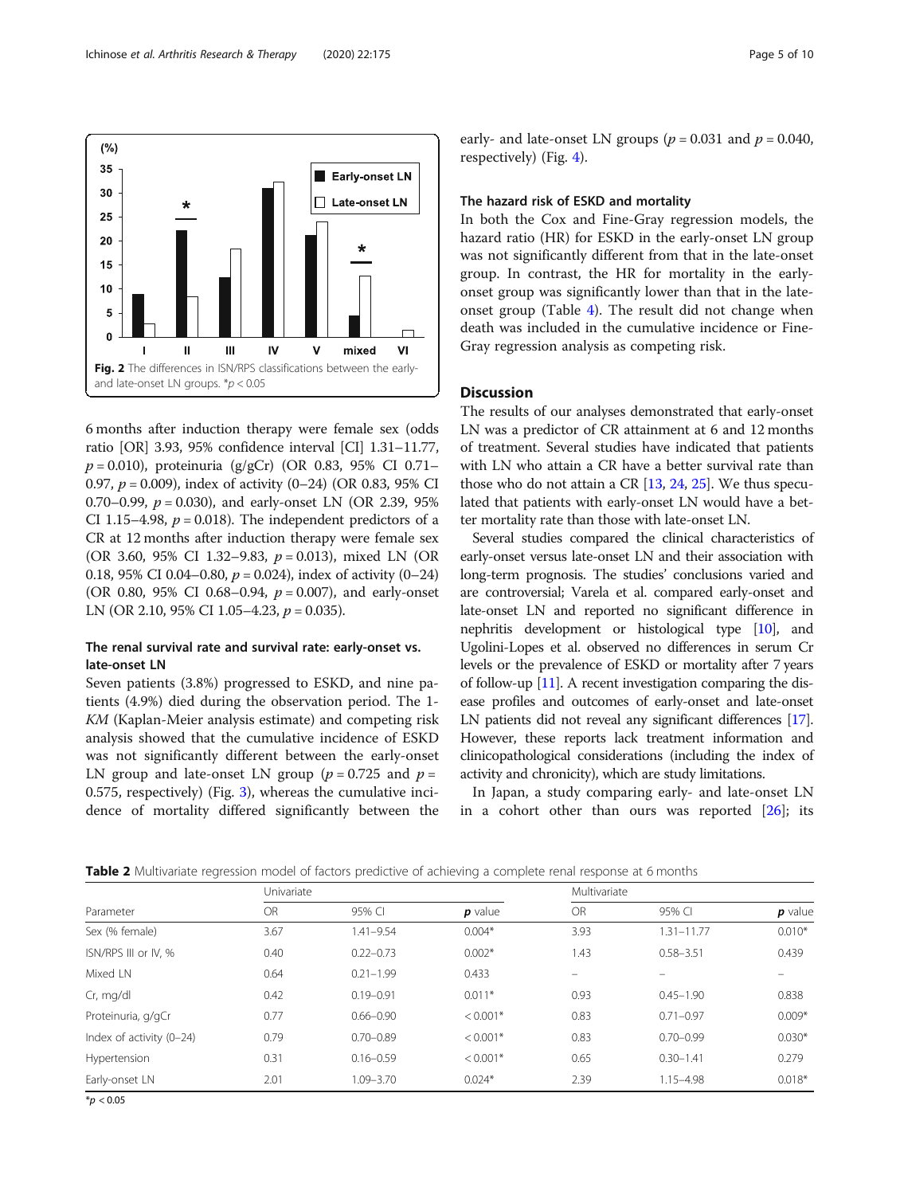**Fig. 2** The differences in ISN/RPS classifications between the early- and late-onset LN groups. *$p < 0.05$

6 months after induction therapy were female sex (odds ratio [OR] 3.93, 95% confidence interval [CI] 1.31–11.77, $p = 0.010$), proteinuria (g/gCr) (OR 0.83, 95% CI 0.71–0.97, $p = 0.009$), index of activity (0–24) (OR 0.83, 95% CI 0.70–0.99, $p = 0.030$), and early-onset LN (OR 2.39, 95% CI 1.15–4.98, $p = 0.018$). The independent predictors of a CR at 12 months after induction therapy were female sex (OR 3.60, 95% CI 1.32–9.83, $p = 0.013$), mixed LN (OR 0.18, 95% CI 0.04–0.80, $p = 0.024$), index of activity (0–24) (OR 0.80, 95% CI 0.68–0.94, $p = 0.007$), and early-onset LN (OR 2.10, 95% CI 1.05–4.23, $p = 0.035$).

### The renal survival rate and survival rate: early-onset vs. late-onset LN

Seven patients (3.8%) progressed to ESKD, and nine patients (4.9%) died during the observation period. The 1-*KM* (Kaplan-Meier analysis estimate) and competing risk analysis showed that the cumulative incidence of ESKD was not significantly different between the early-onset LN group and late-onset LN group ($p = 0.725$ and $p = 0.575$, respectively) (Fig. 3), whereas the cumulative incidence of mortality differed significantly between the early- and late-onset LN groups ($p = 0.031$ and $p = 0.040$, respectively) (Fig. 4).

### The hazard risk of ESKD and mortality

In both the Cox and Fine-Gray regression models, the hazard ratio (HR) for ESKD in the early-onset LN group was not significantly different from that in the late-onset group. In contrast, the HR for mortality in the early-onset group was significantly lower than that in the late-onset group (Table 4). The result did not change when death was included in the cumulative incidence or Fine-Gray regression analysis as competing risk.

## Discussion

The results of our analyses demonstrated that early-onset LN was a predictor of CR attainment at 6 and 12 months of treatment. Several studies have indicated that patients with LN who attain a CR have a better survival rate than those who do not attain a CR [13, 24, 25]. We thus speculated that patients with early-onset LN would have a better mortality rate than those with late-onset LN.

Several studies compared the clinical characteristics of early-onset versus late-onset LN and their association with long-term prognosis. The studies' conclusions varied and are controversial; Varela et al. compared early-onset and late-onset LN and reported no significant difference in nephritis development or histological type [10], and Ugolini-Lopes et al. observed no differences in serum Cr levels or the prevalence of ESKD or mortality after 7 years of follow-up [11]. A recent investigation comparing the disease profiles and outcomes of early-onset and late-onset LN patients did not reveal any significant differences [17]. However, these reports lack treatment information and clinicopathological considerations (including the index of activity and chronicity), which are study limitations.

In Japan, a study comparing early- and late-onset LN in a cohort other than ours was reported [26]; its

**Table 2** Multivariate regression model of factors predictive of achieving a complete renal response at 6 months

| | Univariate | | | Multivariate | | |
|---|---|---|---|---|---|---|
| Parameter | OR | 95% CI | *p* value | OR | 95% CI | *p* value |
| Sex (% female) | 3.67 | 1.41–9.54 | 0.004* | 3.93 | 1.31–11.77 | 0.010* |
| ISN/RPS III or IV, % | 0.40 | 0.22–0.73 | 0.002* | 1.43 | 0.58–3.51 | 0.439 |
| Mixed LN | 0.64 | 0.21–1.99 | 0.433 | – | – | – |
| Cr, mg/dl | 0.42 | 0.19–0.91 | 0.011* | 0.93 | 0.45–1.90 | 0.838 |
| Proteinuria, g/gCr | 0.77 | 0.66–0.90 | < 0.001* | 0.83 | 0.71–0.97 | 0.009* |
| Index of activity (0–24) | 0.79 | 0.70–0.89 | < 0.001* | 0.83 | 0.70–0.99 | 0.030* |
| Hypertension | 0.31 | 0.16–0.59 | < 0.001* | 0.65 | 0.30–1.41 | 0.279 |
| Early-onset LN | 2.01 | 1.09–3.70 | 0.024* | 2.39 | 1.15–4.98 | 0.018* |

*$p < 0.05$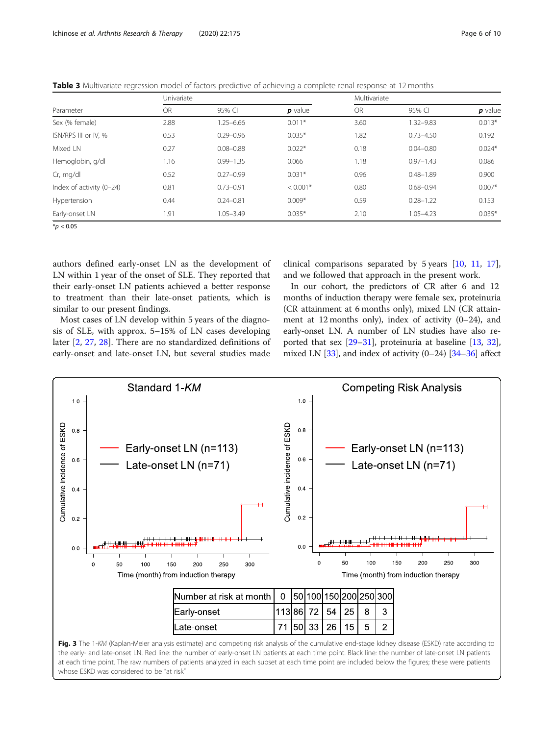**Table 3** Multivariate regression model of factors predictive of achieving a complete renal response at 12 months

| Parameter | Univariate | | | Multivariate | | |
|---|---|---|---|---|---|---|
| | OR | 95% CI | **p** value | OR | 95% CI | **p** value |
| Sex (% female) | 2.88 | 1.25–6.66 | 0.011* | 3.60 | 1.32–9.83 | 0.013* |
| ISN/RPS III or IV, % | 0.53 | 0.29–0.96 | 0.035* | 1.82 | 0.73–4.50 | 0.192 |
| Mixed LN | 0.27 | 0.08–0.88 | 0.022* | 0.18 | 0.04–0.80 | 0.024* |
| Hemoglobin, g/dl | 1.16 | 0.99–1.35 | 0.066 | 1.18 | 0.97–1.43 | 0.086 |
| Cr, mg/dl | 0.52 | 0.27–0.99 | 0.031* | 0.96 | 0.48–1.89 | 0.900 |
| Index of activity (0–24) | 0.81 | 0.73–0.91 | < 0.001* | 0.80 | 0.68–0.94 | 0.007* |
| Hypertension | 0.44 | 0.24–0.81 | 0.009* | 0.59 | 0.28–1.22 | 0.153 |
| Early-onset LN | 1.91 | 1.05–3.49 | 0.035* | 2.10 | 1.05–4.23 | 0.035* |

*$p < 0.05$

authors defined early-onset LN as the development of LN within 1 year of the onset of SLE. They reported that their early-onset LN patients achieved a better response to treatment than their late-onset patients, which is similar to our present findings.

Most cases of LN develop within 5 years of the diagnosis of SLE, with approx. 5–15% of LN cases developing later [2, 27, 28]. There are no standardized definitions of early-onset and late-onset LN, but several studies made clinical comparisons separated by 5 years [10, 11, 17], and we followed that approach in the present work.

In our cohort, the predictors of CR after 6 and 12 months of induction therapy were female sex, proteinuria (CR attainment at 6 months only), mixed LN (CR attainment at 12 months only), index of activity (0–24), and early-onset LN. A number of LN studies have also reported that sex [29–31], proteinuria at baseline [13, 32], mixed LN [33], and index of activity (0–24) [34–36] affect

| Number at risk at month | 0 | 50 | 100 | 150 | 200 | 250 | 300 |
|---|---|---|---|---|---|---|---|
| Early-onset | 113 | 86 | 72 | 54 | 25 | 8 | 3 |
| Late-onset | 71 | 50 | 33 | 26 | 15 | 5 | 2 |

**Fig. 3** The 1-*KM* (Kaplan-Meier analysis estimate) and competing risk analysis of the cumulative end-stage kidney disease (ESKD) rate according to the early- and late-onset LN. Red line: the number of early-onset LN patients at each time point. Black line: the number of late-onset LN patients at each time point. The raw numbers of patients analyzed in each subset at each time point are included below the figures; these were patients whose ESKD was considered to be "at risk"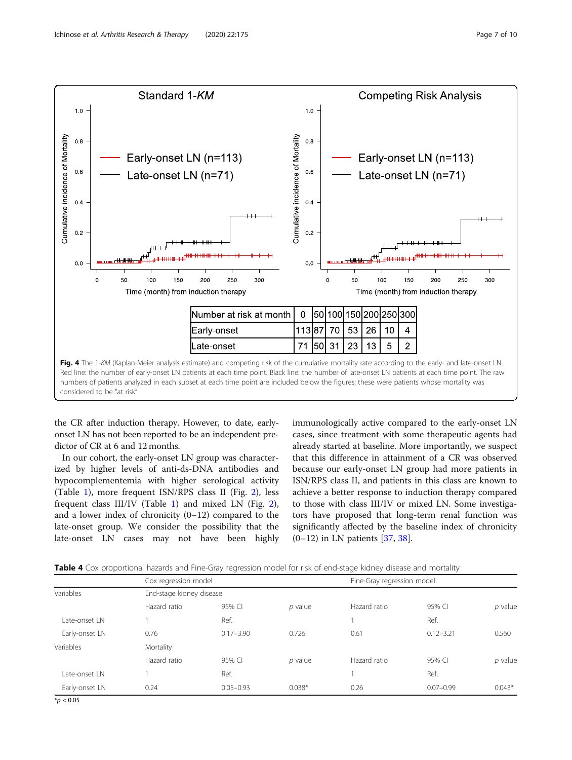| Number at risk at month | 0 | 50 | 100 | 150 | 200 | 250 | 300 |
|---|---|---|---|---|---|---|---|
| Early-onset | 113 | 87 | 70 | 53 | 26 | 10 | 4 |
| Late-onset | 71 | 50 | 31 | 23 | 13 | 5 | 2 |

**Fig. 4** The 1-*KM* (Kaplan-Meier analysis estimate) and competing risk of the cumulative mortality rate according to the early- and late-onset LN. Red line: the number of early-onset LN patients at each time point. Black line: the number of late-onset LN patients at each time point. The raw numbers of patients analyzed in each subset at each time point are included below the figures; these were patients whose mortality was considered to be "at risk"

the CR after induction therapy. However, to date, early-onset LN has not been reported to be an independent predictor of CR at 6 and 12 months.

In our cohort, the early-onset LN group was characterized by higher levels of anti-ds-DNA antibodies and hypocomplementemia with higher serological activity (Table 1), more frequent ISN/RPS class II (Fig. 2), less frequent class III/IV (Table 1) and mixed LN (Fig. 2), and a lower index of chronicity (0–12) compared to the late-onset group. We consider the possibility that the late-onset LN cases may not have been highly immunologically active compared to the early-onset LN cases, since treatment with some therapeutic agents had already started at baseline. More importantly, we suspect that this difference in attainment of a CR was observed because our early-onset LN group had more patients in ISN/RPS class II, and patients in this class are known to achieve a better response to induction therapy compared to those with class III/IV or mixed LN. Some investigators have proposed that long-term renal function was significantly affected by the baseline index of chronicity (0–12) in LN patients [37, 38].

**Table 4** Cox proportional hazards and Fine-Gray regression model for risk of end-stage kidney disease and mortality

| | Cox regression model | | | Fine-Gray regression model | | |
|---|---|---|---|---|---|---|
| Variables | End-stage kidney disease | | | | | |
| | Hazard ratio | 95% CI | *p* value | Hazard ratio | 95% CI | *p* value |
| Late-onset LN | 1 | Ref. | | 1 | Ref. | |
| Early-onset LN | 0.76 | 0.17–3.90 | 0.726 | 0.61 | 0.12–3.21 | 0.560 |
| Variables | Mortality | | | | | |
| | Hazard ratio | 95% CI | *p* value | Hazard ratio | 95% CI | *p* value |
| Late-onset LN | 1 | Ref. | | 1 | Ref. | |
| Early-onset LN | 0.24 | 0.05–0.93 | 0.038* | 0.26 | 0.07–0.99 | 0.043* |

*$p < 0.05$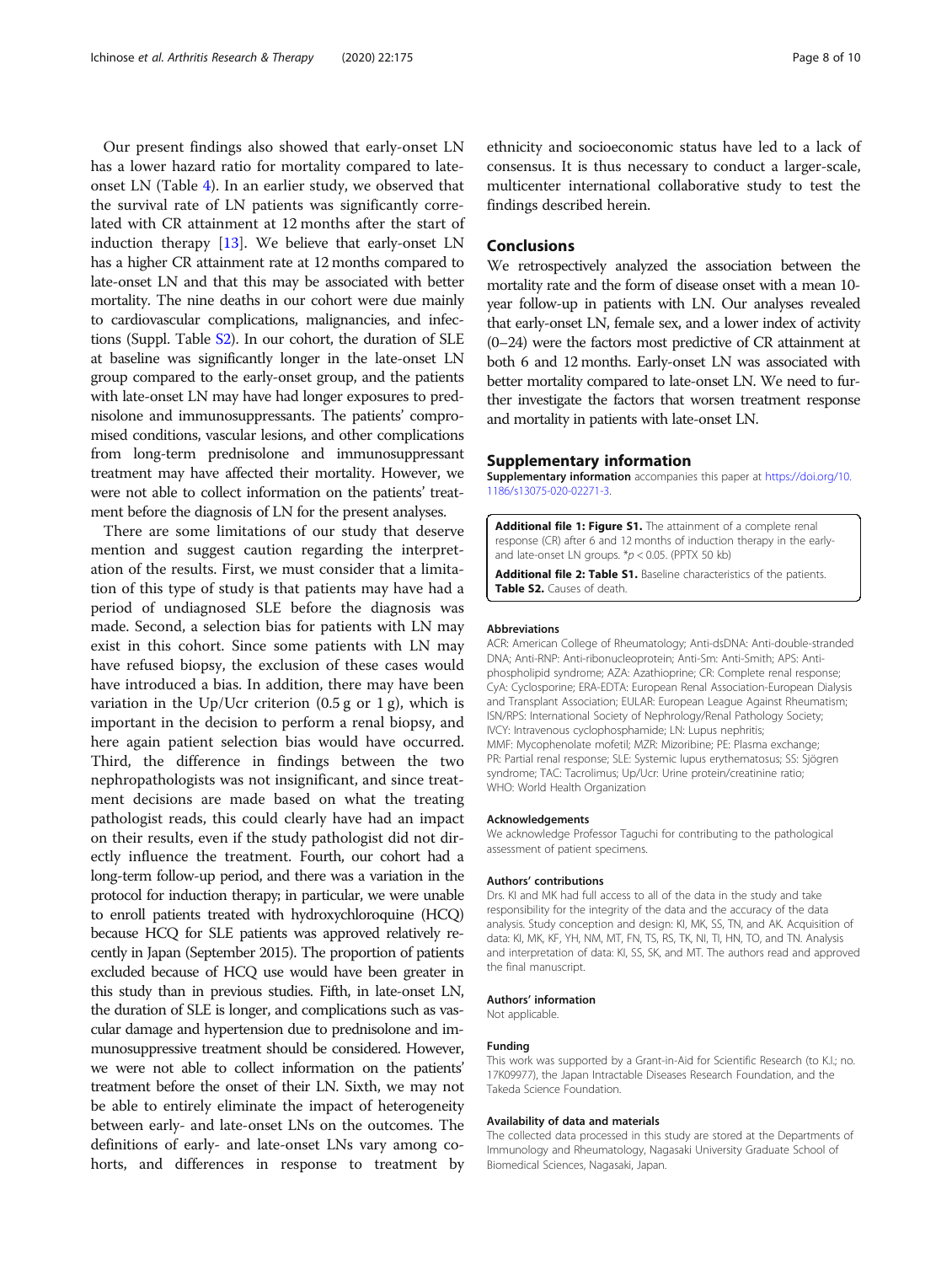Our present findings also showed that early-onset LN has a lower hazard ratio for mortality compared to late-onset LN (Table 4). In an earlier study, we observed that the survival rate of LN patients was significantly correlated with CR attainment at 12 months after the start of induction therapy [13]. We believe that early-onset LN has a higher CR attainment rate at 12 months compared to late-onset LN and that this may be associated with better mortality. The nine deaths in our cohort were due mainly to cardiovascular complications, malignancies, and infections (Suppl. Table S2). In our cohort, the duration of SLE at baseline was significantly longer in the late-onset LN group compared to the early-onset group, and the patients with late-onset LN may have had longer exposures to prednisolone and immunosuppressants. The patients' compromised conditions, vascular lesions, and other complications from long-term prednisolone and immunosuppressant treatment may have affected their mortality. However, we were not able to collect information on the patients' treatment before the diagnosis of LN for the present analyses.

There are some limitations of our study that deserve mention and suggest caution regarding the interpretation of the results. First, we must consider that a limitation of this type of study is that patients may have had a period of undiagnosed SLE before the diagnosis was made. Second, a selection bias for patients with LN may exist in this cohort. Since some patients with LN may have refused biopsy, the exclusion of these cases would have introduced a bias. In addition, there may have been variation in the Up/Ucr criterion (0.5 g or 1 g), which is important in the decision to perform a renal biopsy, and here again patient selection bias would have occurred. Third, the difference in findings between the two nephropathologists was not insignificant, and since treatment decisions are made based on what the treating pathologist reads, this could clearly have had an impact on their results, even if the study pathologist did not directly influence the treatment. Fourth, our cohort had a long-term follow-up period, and there was a variation in the protocol for induction therapy; in particular, we were unable to enroll patients treated with hydroxychloroquine (HCQ) because HCQ for SLE patients was approved relatively recently in Japan (September 2015). The proportion of patients excluded because of HCQ use would have been greater in this study than in previous studies. Fifth, in late-onset LN, the duration of SLE is longer, and complications such as vascular damage and hypertension due to prednisolone and immunosuppressive treatment should be considered. However, we were not able to collect information on the patients' treatment before the onset of their LN. Sixth, we may not be able to entirely eliminate the impact of heterogeneity between early- and late-onset LNs on the outcomes. The definitions of early- and late-onset LNs vary among cohorts, and differences in response to treatment by ethnicity and socioeconomic status have led to a lack of consensus. It is thus necessary to conduct a larger-scale, multicenter international collaborative study to test the findings described herein.

## Conclusions

We retrospectively analyzed the association between the mortality rate and the form of disease onset with a mean 10-year follow-up in patients with LN. Our analyses revealed that early-onset LN, female sex, and a lower index of activity (0–24) were the factors most predictive of CR attainment at both 6 and 12 months. Early-onset LN was associated with better mortality compared to late-onset LN. We need to further investigate the factors that worsen treatment response and mortality in patients with late-onset LN.

## Supplementary information

**Supplementary information** accompanies this paper at https://doi.org/10.1186/s13075-020-02271-3.

**Additional file 1: Figure S1.** The attainment of a complete renal response (CR) after 6 and 12 months of induction therapy in the early- and late-onset LN groups. *$p < 0.05$. (PPTX 50 kb)

**Additional file 2: Table S1.** Baseline characteristics of the patients. **Table S2.** Causes of death.

### Abbreviations

ACR: American College of Rheumatology; Anti-dsDNA: Anti-double-stranded DNA; Anti-RNP: Anti-ribonucleoprotein; Anti-Sm: Anti-Smith; APS: Anti-phospholipid syndrome; AZA: Azathioprine; CR: Complete renal response; CyA: Cyclosporine; ERA-EDTA: European Renal Association-European Dialysis and Transplant Association; EULAR: European League Against Rheumatism; ISN/RPS: International Society of Nephrology/Renal Pathology Society; IVCY: Intravenous cyclophosphamide; LN: Lupus nephritis; MMF: Mycophenolate mofetil; MZR: Mizoribine; PE: Plasma exchange; PR: Partial renal response; SLE: Systemic lupus erythematosus; SS: Sjögren syndrome; TAC: Tacrolimus; Up/Ucr: Urine protein/creatinine ratio; WHO: World Health Organization

### Acknowledgements

We acknowledge Professor Taguchi for contributing to the pathological assessment of patient specimens.

### Authors' contributions

Drs. KI and MK had full access to all of the data in the study and take responsibility for the integrity of the data and the accuracy of the data analysis. Study conception and design: KI, MK, SS, TN, and AK. Acquisition of data: KI, MK, KF, YH, NM, MT, FN, TS, RS, TK, NI, TI, HN, TO, and TN. Analysis and interpretation of data: KI, SS, SK, and MT. The authors read and approved the final manuscript.

### Authors' information

Not applicable.

### Funding

This work was supported by a Grant-in-Aid for Scientific Research (to K.I.; no. 17K09977), the Japan Intractable Diseases Research Foundation, and the Takeda Science Foundation.

### Availability of data and materials

The collected data processed in this study are stored at the Departments of Immunology and Rheumatology, Nagasaki University Graduate School of Biomedical Sciences, Nagasaki, Japan.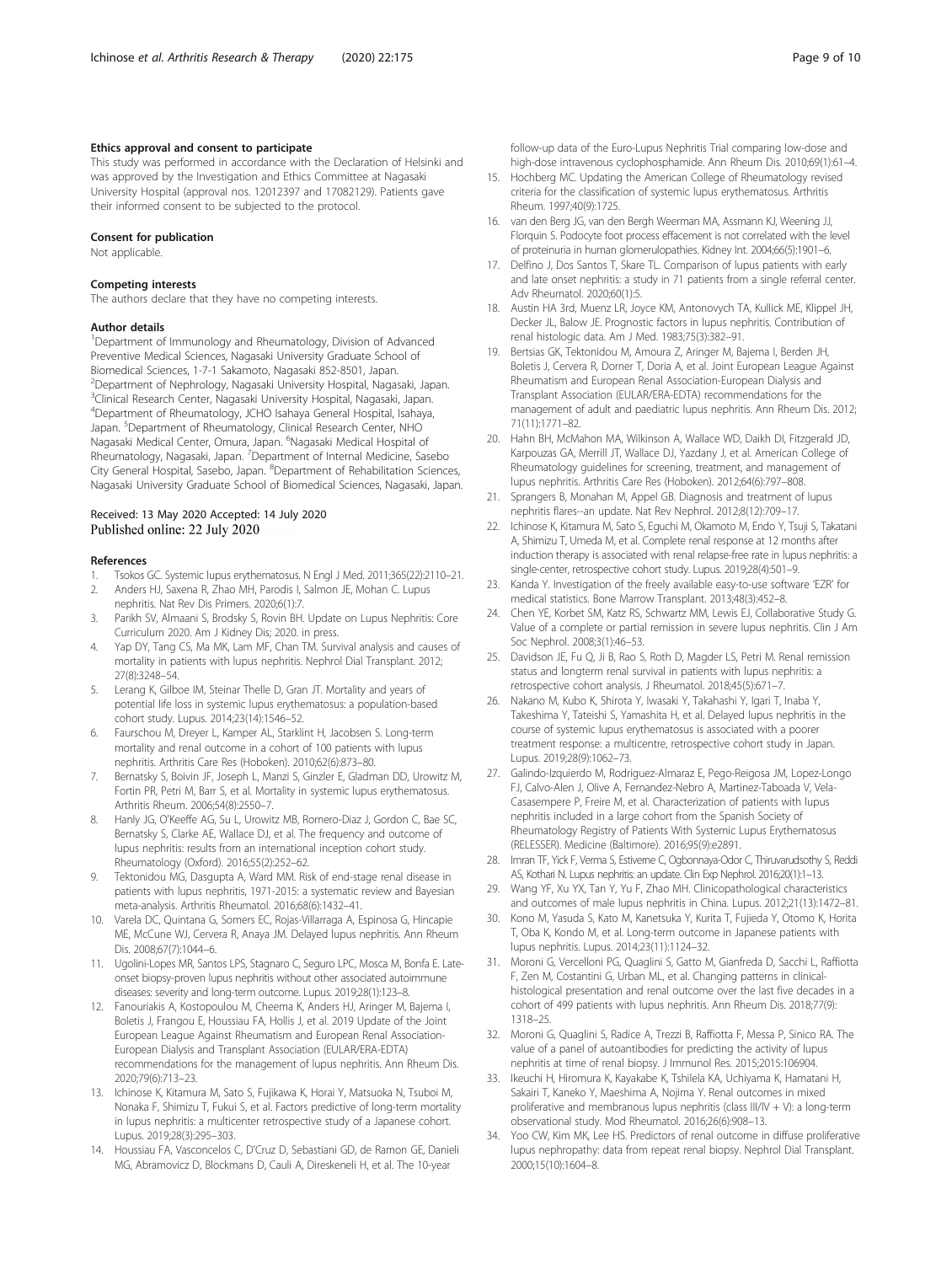#### Ethics approval and consent to participate

This study was performed in accordance with the Declaration of Helsinki and was approved by the Investigation and Ethics Committee at Nagasaki University Hospital (approval nos. 12012397 and 17082129). Patients gave their informed consent to be subjected to the protocol.

#### Consent for publication

Not applicable.

#### Competing interests

The authors declare that they have no competing interests.

#### Author details

[1]Department of Immunology and Rheumatology, Division of Advanced Preventive Medical Sciences, Nagasaki University Graduate School of Biomedical Sciences, 1-7-1 Sakamoto, Nagasaki 852-8501, Japan. [2]Department of Nephrology, Nagasaki University Hospital, Nagasaki, Japan. [3]Clinical Research Center, Nagasaki University Hospital, Nagasaki, Japan. [4]Department of Rheumatology, JCHO Isahaya General Hospital, Isahaya, Japan. [5]Department of Rheumatology, Clinical Research Center, NHO Nagasaki Medical Center, Omura, Japan. [6]Nagasaki Medical Hospital of Rheumatology, Nagasaki, Japan. [7]Department of Internal Medicine, Sasebo City General Hospital, Sasebo, Japan. [8]Department of Rehabilitation Sciences, Nagasaki University Graduate School of Biomedical Sciences, Nagasaki, Japan.

Received: 13 May 2020 Accepted: 14 July 2020
Published online: 22 July 2020

#### References

1. Tsokos GC. Systemic lupus erythematosus. N Engl J Med. 2011;365(22):2110–21.
2. Anders HJ, Saxena R, Zhao MH, Parodis I, Salmon JE, Mohan C. Lupus nephritis. Nat Rev Dis Primers. 2020;6(1):7.
3. Parikh SV, Almaani S, Brodsky S, Rovin BH. Update on Lupus Nephritis: Core Curriculum 2020. Am J Kidney Dis; 2020. in press.
4. Yap DY, Tang CS, Ma MK, Lam MF, Chan TM. Survival analysis and causes of mortality in patients with lupus nephritis. Nephrol Dial Transplant. 2012; 27(8):3248–54.
5. Lerang K, Gilboe IM, Steinar Thelle D, Gran JT. Mortality and years of potential life loss in systemic lupus erythematosus: a population-based cohort study. Lupus. 2014;23(14):1546–52.
6. Faurschou M, Dreyer L, Kamper AL, Starklint H, Jacobsen S. Long-term mortality and renal outcome in a cohort of 100 patients with lupus nephritis. Arthritis Care Res (Hoboken). 2010;62(6):873–80.
7. Bernatsky S, Boivin JF, Joseph L, Manzi S, Ginzler E, Gladman DD, Urowitz M, Fortin PR, Petri M, Barr S, et al. Mortality in systemic lupus erythematosus. Arthritis Rheum. 2006;54(8):2550–7.
8. Hanly JG, O'Keeffe AG, Su L, Urowitz MB, Romero-Diaz J, Gordon C, Bae SC, Bernatsky S, Clarke AE, Wallace DJ, et al. The frequency and outcome of lupus nephritis: results from an international inception cohort study. Rheumatology (Oxford). 2016;55(2):252–62.
9. Tektonidou MG, Dasgupta A, Ward MM. Risk of end-stage renal disease in patients with lupus nephritis, 1971-2015: a systematic review and Bayesian meta-analysis. Arthritis Rheumatol. 2016;68(6):1432–41.
10. Varela DC, Quintana G, Somers EC, Rojas-Villarraga A, Espinosa G, Hincapie ME, McCune WJ, Cervera R, Anaya JM. Delayed lupus nephritis. Ann Rheum Dis. 2008;67(7):1044–6.
11. Ugolini-Lopes MR, Santos LPS, Stagnaro C, Seguro LPC, Mosca M, Bonfa E. Late-onset biopsy-proven lupus nephritis without other associated autoimmune diseases: severity and long-term outcome. Lupus. 2019;28(1):123–8.
12. Fanouriakis A, Kostopoulou M, Cheema K, Anders HJ, Aringer M, Bajema I, Boletis J, Frangou E, Houssiau FA, Hollis J, et al. 2019 Update of the Joint European League Against Rheumatism and European Renal Association-European Dialysis and Transplant Association (EULAR/ERA-EDTA) recommendations for the management of lupus nephritis. Ann Rheum Dis. 2020;79(6):713–23.
13. Ichinose K, Kitamura M, Sato S, Fujikawa K, Horai Y, Matsuoka N, Tsuboi M, Nonaka F, Shimizu T, Fukui S, et al. Factors predictive of long-term mortality in lupus nephritis: a multicenter retrospective study of a Japanese cohort. Lupus. 2019;28(3):295–303.
14. Houssiau FA, Vasconcelos C, D'Cruz D, Sebastiani GD, de Ramon GE, Danieli MG, Abramovicz D, Blockmans D, Cauli A, Direskeneli H, et al. The 10-year follow-up data of the Euro-Lupus Nephritis Trial comparing low-dose and high-dose intravenous cyclophosphamide. Ann Rheum Dis. 2010;69(1):61–4.
15. Hochberg MC. Updating the American College of Rheumatology revised criteria for the classification of systemic lupus erythematosus. Arthritis Rheum. 1997;40(9):1725.
16. van den Berg JG, van den Bergh Weerman MA, Assmann KJ, Weening JJ, Florquin S. Podocyte foot process effacement is not correlated with the level of proteinuria in human glomerulopathies. Kidney Int. 2004;66(5):1901–6.
17. Delfino J, Dos Santos T, Skare TL. Comparison of lupus patients with early and late onset nephritis: a study in 71 patients from a single referral center. Adv Rheumatol. 2020;60(1):5.
18. Austin HA 3rd, Muenz LR, Joyce KM, Antonovych TA, Kullick ME, Klippel JH, Decker JL, Balow JE. Prognostic factors in lupus nephritis. Contribution of renal histologic data. Am J Med. 1983;75(3):382–91.
19. Bertsias GK, Tektonidou M, Amoura Z, Aringer M, Bajema I, Berden JH, Boletis J, Cervera R, Dorner T, Doria A, et al. Joint European League Against Rheumatism and European Renal Association-European Dialysis and Transplant Association (EULAR/ERA-EDTA) recommendations for the management of adult and paediatric lupus nephritis. Ann Rheum Dis. 2012; 71(11):1771–82.
20. Hahn BH, McMahon MA, Wilkinson A, Wallace WD, Daikh DI, Fitzgerald JD, Karpouzas GA, Merrill JT, Wallace DJ, Yazdany J, et al. American College of Rheumatology guidelines for screening, treatment, and management of lupus nephritis. Arthritis Care Res (Hoboken). 2012;64(6):797–808.
21. Sprangers B, Monahan M, Appel GB. Diagnosis and treatment of lupus nephritis flares--an update. Nat Rev Nephrol. 2012;8(12):709–17.
22. Ichinose K, Kitamura M, Sato S, Eguchi M, Okamoto M, Endo Y, Tsuji S, Takatani A, Shimizu T, Umeda M, et al. Complete renal response at 12 months after induction therapy is associated with renal relapse-free rate in lupus nephritis: a single-center, retrospective cohort study. Lupus. 2019;28(4):501–9.
23. Kanda Y. Investigation of the freely available easy-to-use software 'EZR' for medical statistics. Bone Marrow Transplant. 2013;48(3):452–8.
24. Chen YE, Korbet SM, Katz RS, Schwartz MM, Lewis EJ, Collaborative Study G. Value of a complete or partial remission in severe lupus nephritis. Clin J Am Soc Nephrol. 2008;3(1):46–53.
25. Davidson JE, Fu Q, Ji B, Rao S, Roth D, Magder LS, Petri M. Renal remission status and longterm renal survival in patients with lupus nephritis: a retrospective cohort analysis. J Rheumatol. 2018;45(5):671–7.
26. Nakano M, Kubo K, Shirota Y, Iwasaki Y, Takahashi Y, Igari T, Inaba Y, Takeshima Y, Tateishi S, Yamashita H, et al. Delayed lupus nephritis in the course of systemic lupus erythematosus is associated with a poorer treatment response: a multicentre, retrospective cohort study in Japan. Lupus. 2019;28(9):1062–73.
27. Galindo-Izquierdo M, Rodriguez-Almaraz E, Pego-Reigosa JM, Lopez-Longo FJ, Calvo-Alen J, Olive A, Fernandez-Nebro A, Martinez-Taboada V, Vela-Casasempere P, Freire M, et al. Characterization of patients with lupus nephritis included in a large cohort from the Spanish Society of Rheumatology Registry of Patients With Systemic Lupus Erythematosus (RELESSER). Medicine (Baltimore). 2016;95(9):e2891.
28. Imran TF, Yick F, Verma S, Estiverne C, Ogbonnaya-Odor C, Thiruvarudsothy S, Reddi AS, Kothari N. Lupus nephritis: an update. Clin Exp Nephrol. 2016;20(1):1–13.
29. Wang YF, Xu YX, Tan Y, Yu F, Zhao MH. Clinicopathological characteristics and outcomes of male lupus nephritis in China. Lupus. 2012;21(13):1472–81.
30. Kono M, Yasuda S, Kato M, Kanetsuka Y, Kurita T, Fujieda Y, Otomo K, Horita T, Oba K, Kondo M, et al. Long-term outcome in Japanese patients with lupus nephritis. Lupus. 2014;23(11):1124–32.
31. Moroni G, Vercelloni PG, Quaglini S, Gatto M, Gianfreda D, Sacchi L, Raffiotta F, Zen M, Costantini G, Urban ML, et al. Changing patterns in clinical-histological presentation and renal outcome over the last five decades in a cohort of 499 patients with lupus nephritis. Ann Rheum Dis. 2018;77(9): 1318–25.
32. Moroni G, Quaglini S, Radice A, Trezzi B, Raffiotta F, Messa P, Sinico RA. The value of a panel of autoantibodies for predicting the activity of lupus nephritis at time of renal biopsy. J Immunol Res. 2015;2015:106904.
33. Ikeuchi H, Hiromura K, Kayakabe K, Tshilela KA, Uchiyama K, Hamatani H, Sakairi T, Kaneko Y, Maeshima A, Nojima Y. Renal outcomes in mixed proliferative and membranous lupus nephritis (class III/IV + V): a long-term observational study. Mod Rheumatol. 2016;26(6):908–13.
34. Yoo CW, Kim MK, Lee HS. Predictors of renal outcome in diffuse proliferative lupus nephropathy: data from repeat renal biopsy. Nephrol Dial Transplant. 2000;15(10):1604–8.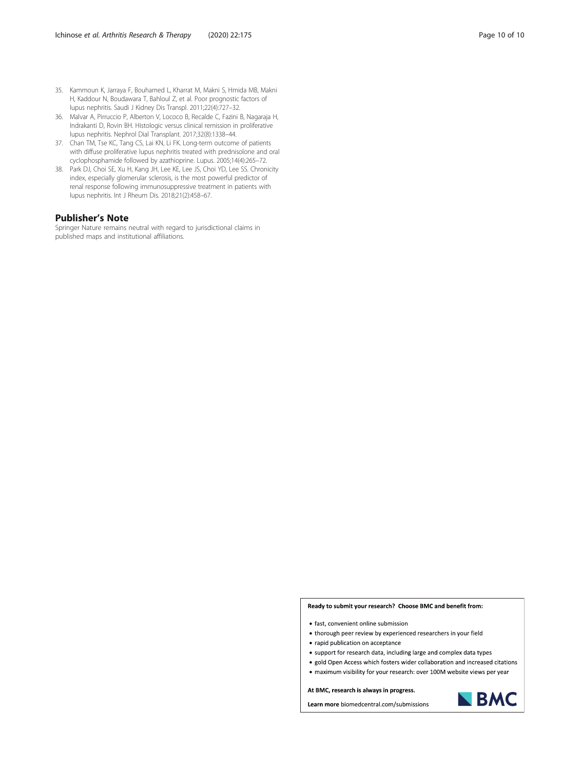35. Kammoun K, Jarraya F, Bouhamed L, Kharrat M, Makni S, Hmida MB, Makni H, Kaddour N, Boudawara T, Bahloul Z, et al. Poor prognostic factors of lupus nephritis. Saudi J Kidney Dis Transpl. 2011;22(4):727–32.
36. Malvar A, Pirruccio P, Alberton V, Lococo B, Recalde C, Fazini B, Nagaraja H, Indrakanti D, Rovin BH. Histologic versus clinical remission in proliferative lupus nephritis. Nephrol Dial Transplant. 2017;32(8):1338–44.
37. Chan TM, Tse KC, Tang CS, Lai KN, Li FK. Long-term outcome of patients with diffuse proliferative lupus nephritis treated with prednisolone and oral cyclophosphamide followed by azathioprine. Lupus. 2005;14(4):265–72.
38. Park DJ, Choi SE, Xu H, Kang JH, Lee KE, Lee JS, Choi YD, Lee SS. Chronicity index, especially glomerular sclerosis, is the most powerful predictor of renal response following immunosuppressive treatment in patients with lupus nephritis. Int J Rheum Dis. 2018;21(2):458–67.

## Publisher's Note

Springer Nature remains neutral with regard to jurisdictional claims in published maps and institutional affiliations.

**Ready to submit your research? Choose BMC and benefit from:**

- fast, convenient online submission
- thorough peer review by experienced researchers in your field
- rapid publication on acceptance
- support for research data, including large and complex data types
- gold Open Access which fosters wider collaboration and increased citations
- maximum visibility for your research: over 100M website views per year

**At BMC, research is always in progress.**

**Learn more** biomedcentral.com/submissions

BMC